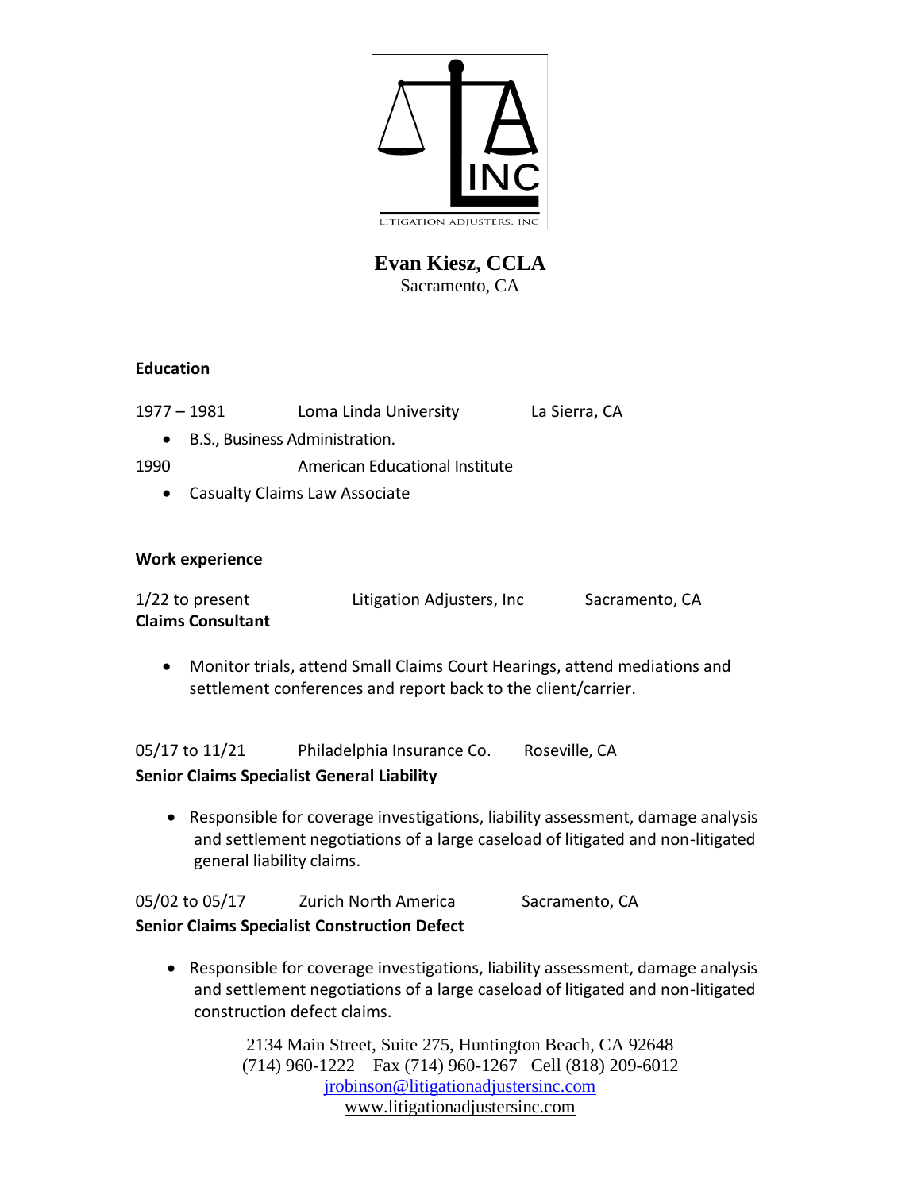LITIGATION ADJUSTERS, INC

# Evan Kiesz, CCLA

Sacramento, CA

**Education**

1977 – 1981 Loma Linda University La Sierra, CA

- B.S., Business Administration.

1990 American Educational Institute

- Casualty Claims Law Associate

**Work experience**

1/22 to present Litigation Adjusters, Inc Sacramento, CA
**Claims Consultant**

- Monitor trials, attend Small Claims Court Hearings, attend mediations and settlement conferences and report back to the client/carrier.

05/17 to 11/21 Philadelphia Insurance Co. Roseville, CA
**Senior Claims Specialist General Liability**

- Responsible for coverage investigations, liability assessment, damage analysis and settlement negotiations of a large caseload of litigated and non-litigated general liability claims.

05/02 to 05/17 Zurich North America Sacramento, CA
**Senior Claims Specialist Construction Defect**

- Responsible for coverage investigations, liability assessment, damage analysis and settlement negotiations of a large caseload of litigated and non-litigated construction defect claims.

2134 Main Street, Suite 275, Huntington Beach, CA 92648
(714) 960-1222 Fax (714) 960-1267 Cell (818) 209-6012
jrobinson@litigationadjustersinc.com
www.litigationadjustersinc.com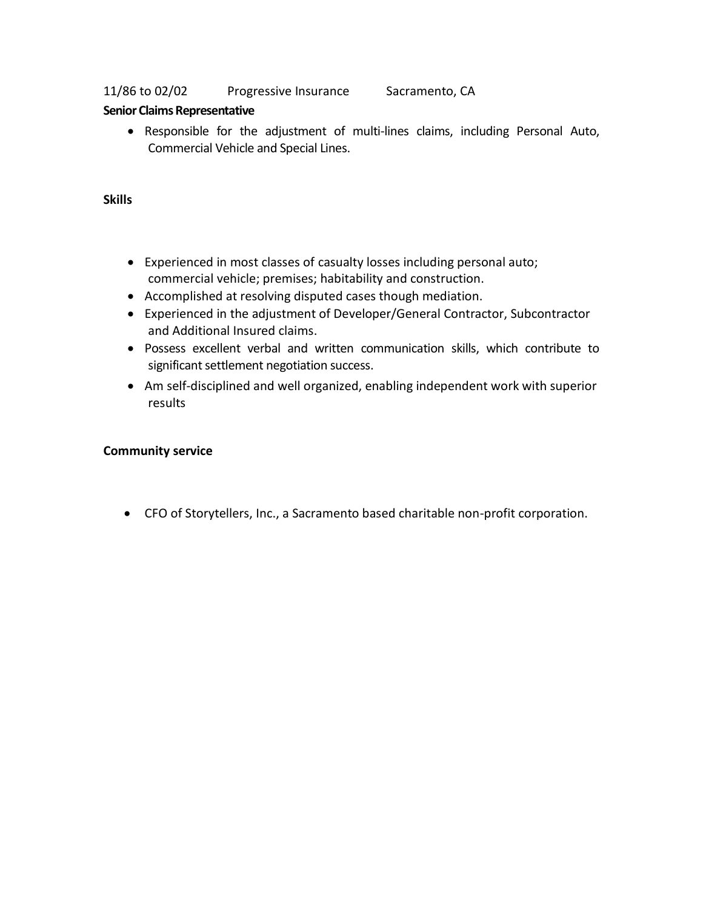11/86 to 02/02 Progressive Insurance Sacramento, CA

**Senior Claims Representative**

- Responsible for the adjustment of multi-lines claims, including Personal Auto, Commercial Vehicle and Special Lines.

**Skills**

- Experienced in most classes of casualty losses including personal auto; commercial vehicle; premises; habitability and construction.
- Accomplished at resolving disputed cases though mediation.
- Experienced in the adjustment of Developer/General Contractor, Subcontractor and Additional Insured claims.
- Possess excellent verbal and written communication skills, which contribute to significant settlement negotiation success.
- Am self-disciplined and well organized, enabling independent work with superior results

**Community service**

- CFO of Storytellers, Inc., a Sacramento based charitable non-profit corporation.